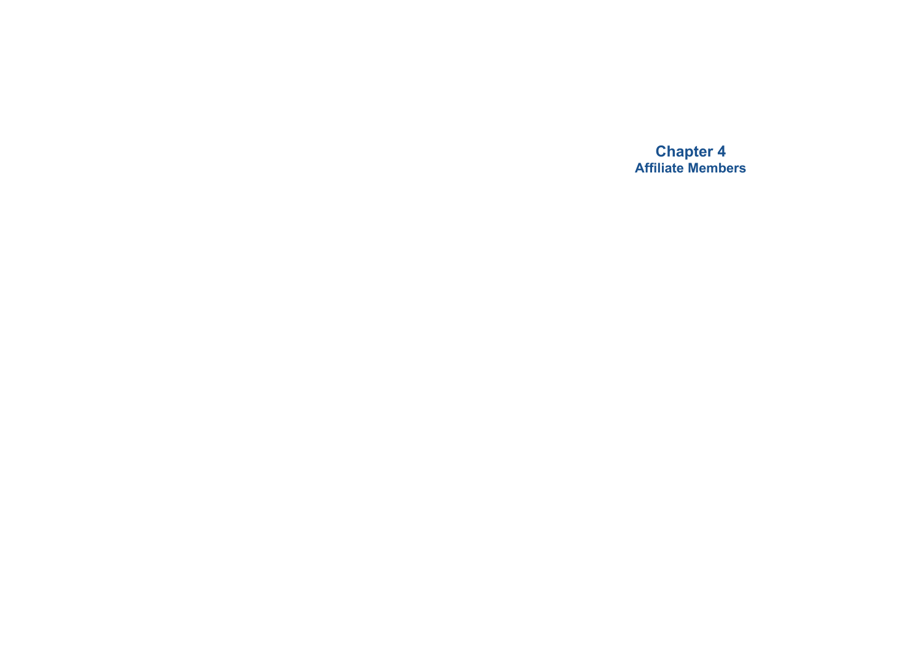# Chapter 4
## Affiliate Members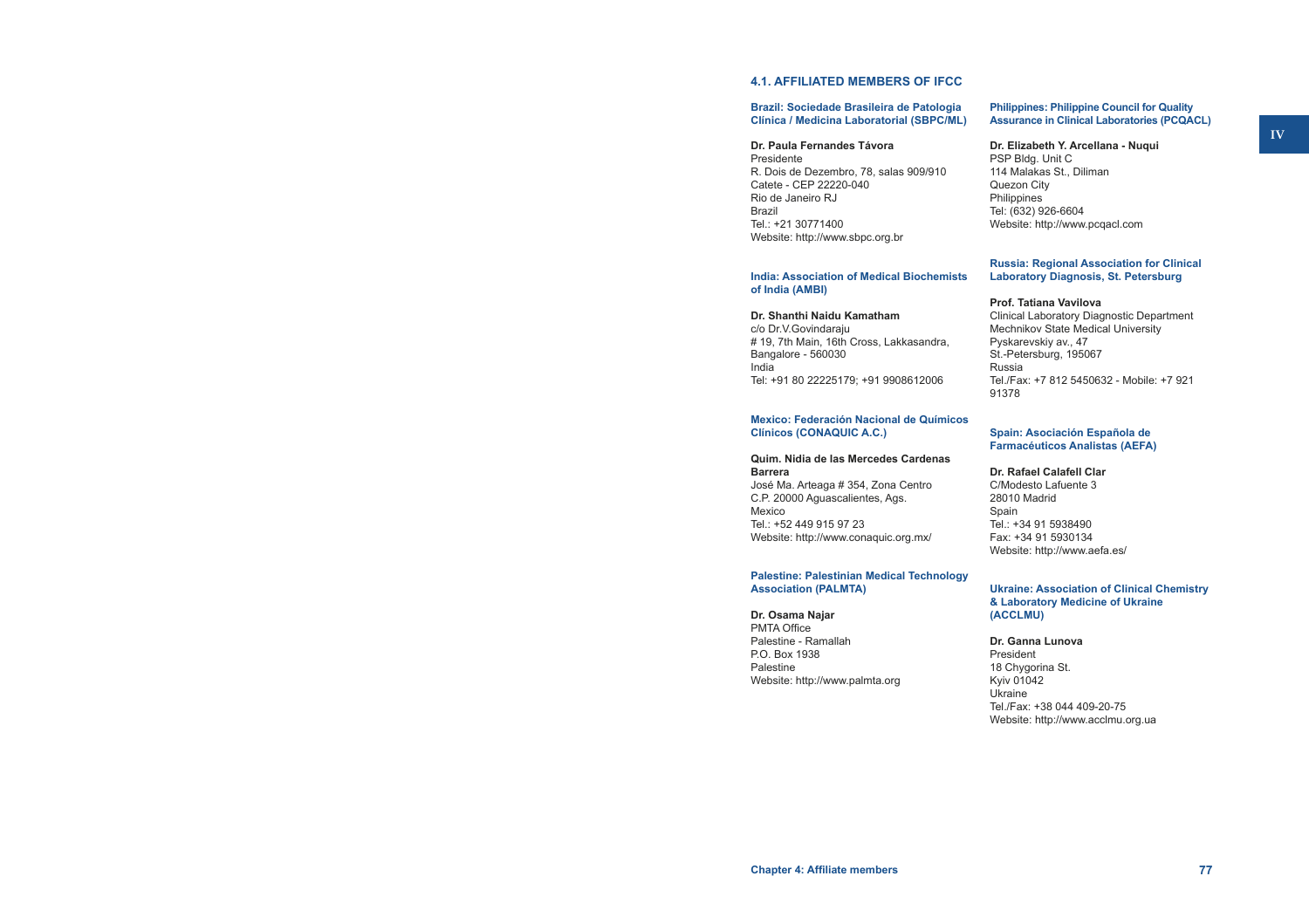## 4.1. AFFILIATED MEMBERS OF IFCC

### Brazil: Sociedade Brasileira de Patologia Clínica / Medicina Laboratorial (SBPC/ML)

**Dr. Paula Fernandes Távora**
Presidente
R. Dois de Dezembro, 78, salas 909/910
Catete - CEP 22220-040
Rio de Janeiro RJ
Brazil
Tel.: +21 30771400
Website: http://www.sbpc.org.br

### India: Association of Medical Biochemists of India (AMBI)

**Dr. Shanthi Naidu Kamatham**
c/o Dr.V.Govindaraju
# 19, 7th Main, 16th Cross, Lakkasandra,
Bangalore - 560030
India
Tel: +91 80 22225179; +91 9908612006

### Mexico: Federación Nacional de Químicos Clínicos (CONAQUIC A.C.)

**Quim. Nidia de las Mercedes Cardenas Barrera**
José Ma. Arteaga # 354, Zona Centro
C.P. 20000 Aguascalientes, Ags.
Mexico
Tel.: +52 449 915 97 23
Website: http://www.conaquic.org.mx/

### Palestine: Palestinian Medical Technology Association (PALMTA)

**Dr. Osama Najar**
PMTA Office
Palestine - Ramallah
P.O. Box 1938
Palestine
Website: http://www.palmta.org

### Philippines: Philippine Council for Quality Assurance in Clinical Laboratories (PCQACL)

**Dr. Elizabeth Y. Arcellana - Nuqui**
PSP Bldg. Unit C
114 Malakas St., Diliman
Quezon City
Philippines
Tel: (632) 926-6604
Website: http://www.pcqacl.com

### Russia: Regional Association for Clinical Laboratory Diagnosis, St. Petersburg

**Prof. Tatiana Vavilova**
Clinical Laboratory Diagnostic Department
Mechnikov State Medical University
Pyskarevskiy av., 47
St.-Petersburg, 195067
Russia
Tel./Fax: +7 812 5450632 - Mobile: +7 921 91378

### Spain: Asociación Española de Farmacéuticos Analistas (AEFA)

**Dr. Rafael Calafell Clar**
C/Modesto Lafuente 3
28010 Madrid
Spain
Tel.: +34 91 5938490
Fax: +34 91 5930134
Website: http://www.aefa.es/

### Ukraine: Association of Clinical Chemistry & Laboratory Medicine of Ukraine (ACCLMU)

**Dr. Ganna Lunova**
President
18 Chygorina St.
Kyiv 01042
Ukraine
Tel./Fax: +38 044 409-20-75
Website: http://www.acclmu.org.ua